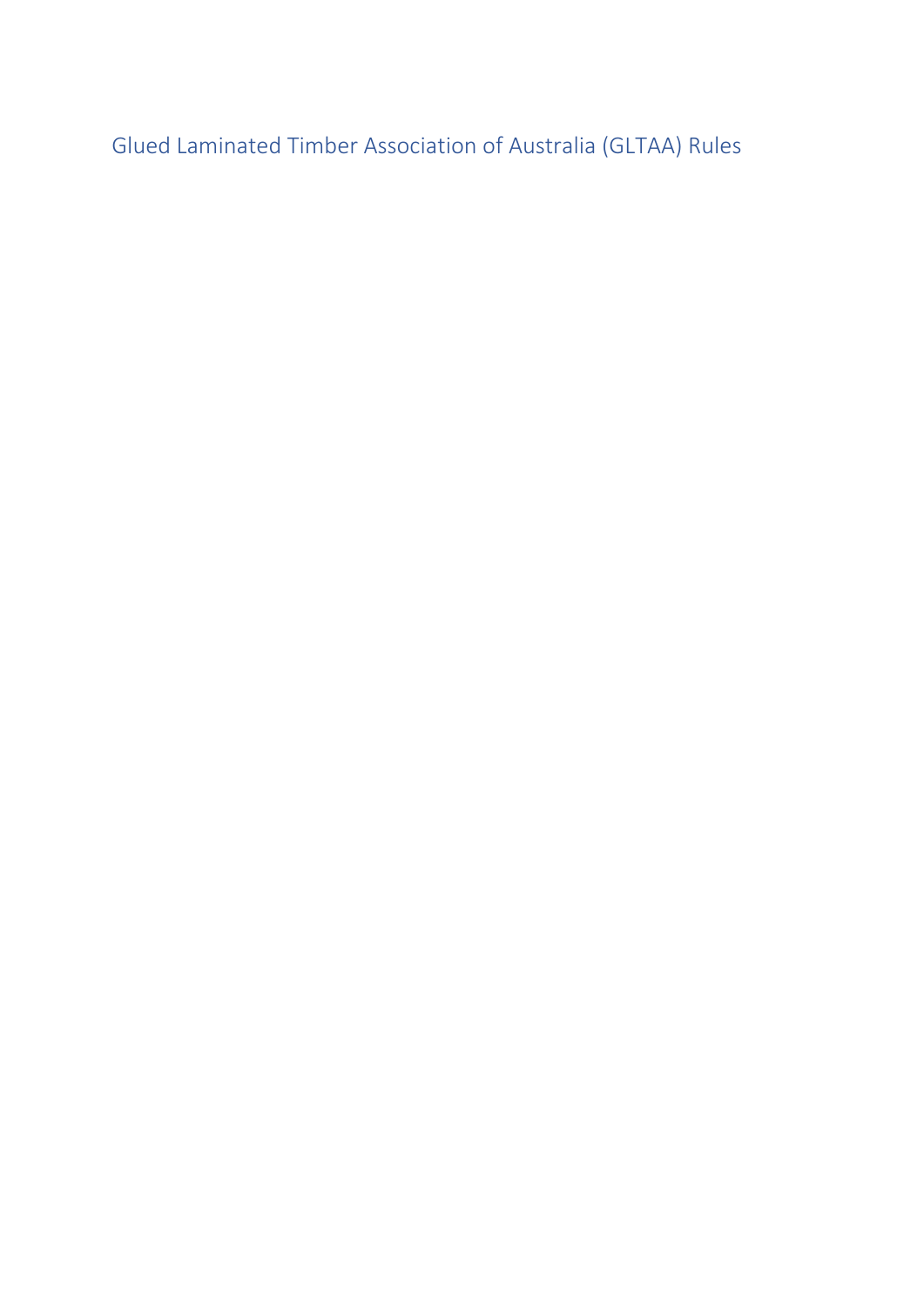# Glued Laminated Timber Association of Australia (GLTAA) Rules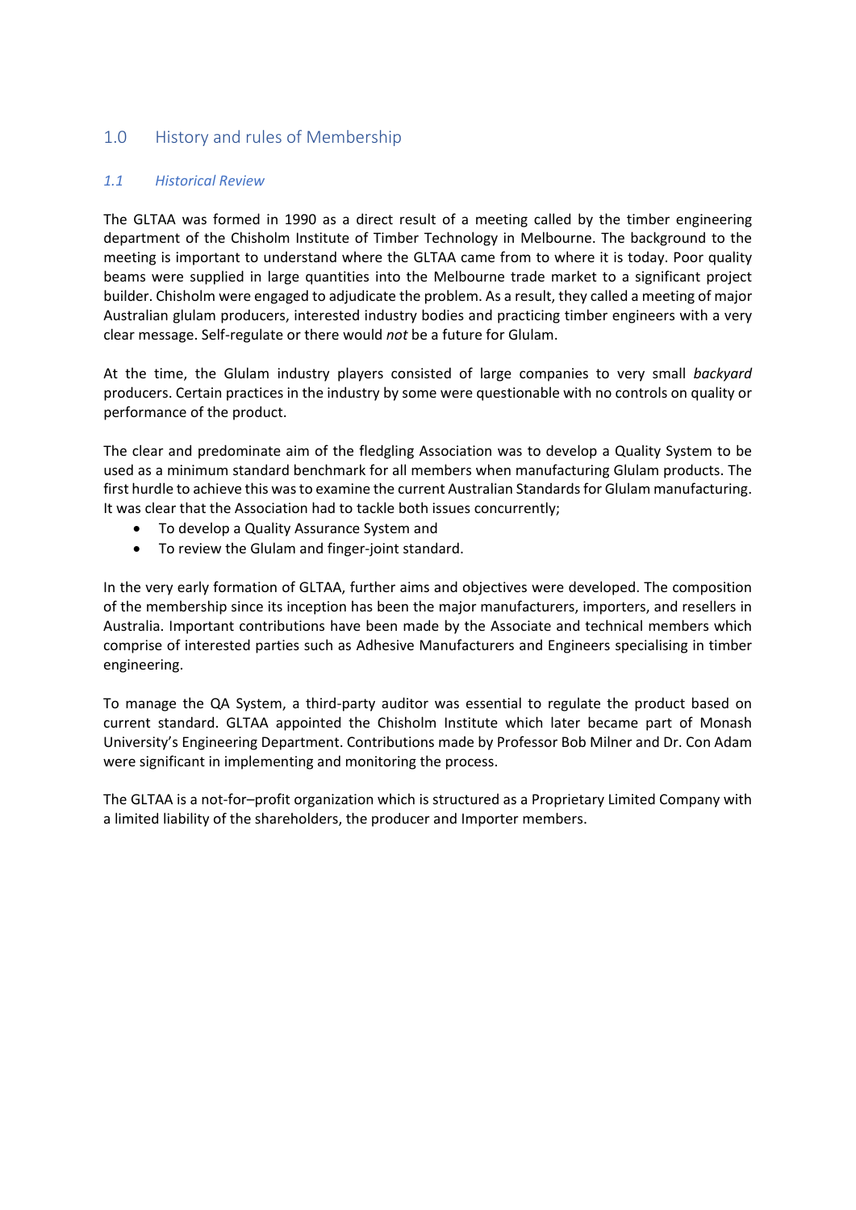## 1.0 History and rules of Membership

### *1.1 Historical Review*

The GLTAA was formed in 1990 as a direct result of a meeting called by the timber engineering department of the Chisholm Institute of Timber Technology in Melbourne. The background to the meeting is important to understand where the GLTAA came from to where it is today. Poor quality beams were supplied in large quantities into the Melbourne trade market to a significant project builder. Chisholm were engaged to adjudicate the problem. As a result, they called a meeting of major Australian glulam producers, interested industry bodies and practicing timber engineers with a very clear message. Self-regulate or there would *not* be a future for Glulam.

At the time, the Glulam industry players consisted of large companies to very small *backyard* producers. Certain practices in the industry by some were questionable with no controls on quality or performance of the product.

The clear and predominate aim of the fledgling Association was to develop a Quality System to be used as a minimum standard benchmark for all members when manufacturing Glulam products. The first hurdle to achieve this was to examine the current Australian Standards for Glulam manufacturing. It was clear that the Association had to tackle both issues concurrently;

- To develop a Quality Assurance System and
- To review the Glulam and finger-joint standard.

In the very early formation of GLTAA, further aims and objectives were developed. The composition of the membership since its inception has been the major manufacturers, importers, and resellers in Australia. Important contributions have been made by the Associate and technical members which comprise of interested parties such as Adhesive Manufacturers and Engineers specialising in timber engineering.

To manage the QA System, a third-party auditor was essential to regulate the product based on current standard. GLTAA appointed the Chisholm Institute which later became part of Monash University's Engineering Department. Contributions made by Professor Bob Milner and Dr. Con Adam were significant in implementing and monitoring the process.

The GLTAA is a not-for–profit organization which is structured as a Proprietary Limited Company with a limited liability of the shareholders, the producer and Importer members.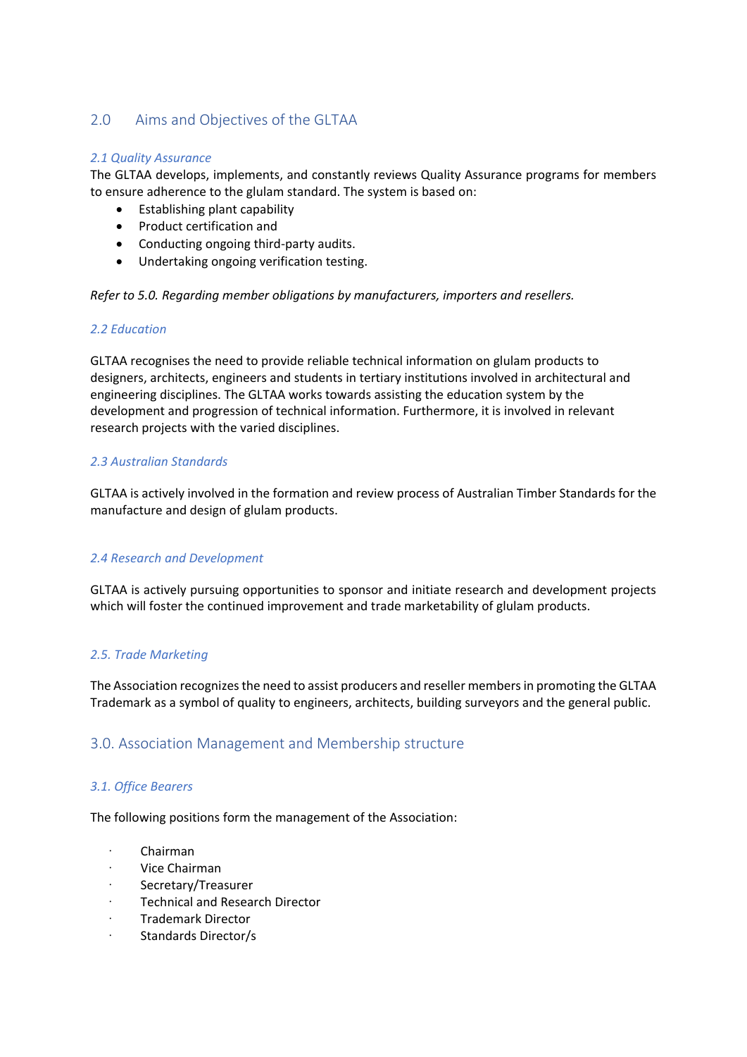## 2.0 Aims and Objectives of the GLTAA

### *2.1 Quality Assurance*

The GLTAA develops, implements, and constantly reviews Quality Assurance programs for members to ensure adherence to the glulam standard. The system is based on:

- Establishing plant capability
- Product certification and
- Conducting ongoing third-party audits.
- Undertaking ongoing verification testing.

*Refer to 5.0. Regarding member obligations by manufacturers, importers and resellers.*

### *2.2 Education*

GLTAA recognises the need to provide reliable technical information on glulam products to designers, architects, engineers and students in tertiary institutions involved in architectural and engineering disciplines. The GLTAA works towards assisting the education system by the development and progression of technical information. Furthermore, it is involved in relevant research projects with the varied disciplines.

### *2.3 Australian Standards*

GLTAA is actively involved in the formation and review process of Australian Timber Standards for the manufacture and design of glulam products.

### *2.4 Research and Development*

GLTAA is actively pursuing opportunities to sponsor and initiate research and development projects which will foster the continued improvement and trade marketability of glulam products.

### *2.5. Trade Marketing*

The Association recognizes the need to assist producers and reseller members in promoting the GLTAA Trademark as a symbol of quality to engineers, architects, building surveyors and the general public.

## 3.0. Association Management and Membership structure

### *3.1. Office Bearers*

The following positions form the management of the Association:

- Chairman
- Vice Chairman
- Secretary/Treasurer
- Technical and Research Director
- Trademark Director
- Standards Director/s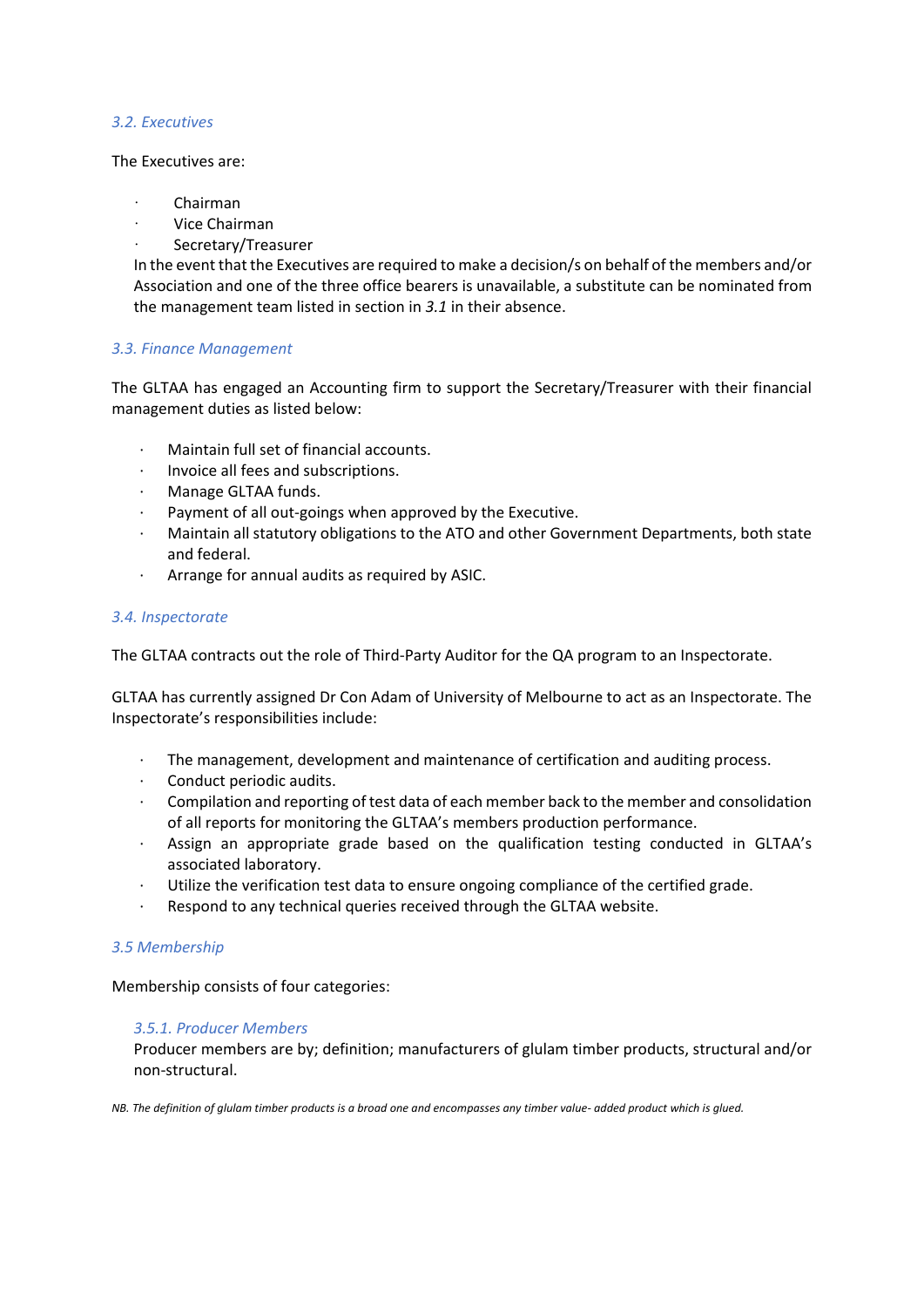### 3.2. Executives

The Executives are:

- Chairman
- Vice Chairman
- Secretary/Treasurer

In the event that the Executives are required to make a decision/s on behalf of the members and/or Association and one of the three office bearers is unavailable, a substitute can be nominated from the management team listed in section in *3.1* in their absence.

### 3.3. Finance Management

The GLTAA has engaged an Accounting firm to support the Secretary/Treasurer with their financial management duties as listed below:

- Maintain full set of financial accounts.
- Invoice all fees and subscriptions.
- Manage GLTAA funds.
- Payment of all out-goings when approved by the Executive.
- Maintain all statutory obligations to the ATO and other Government Departments, both state and federal.
- Arrange for annual audits as required by ASIC.

### 3.4. Inspectorate

The GLTAA contracts out the role of Third-Party Auditor for the QA program to an Inspectorate.

GLTAA has currently assigned Dr Con Adam of University of Melbourne to act as an Inspectorate. The Inspectorate's responsibilities include:

- The management, development and maintenance of certification and auditing process.
- Conduct periodic audits.
- Compilation and reporting of test data of each member back to the member and consolidation of all reports for monitoring the GLTAA's members production performance.
- Assign an appropriate grade based on the qualification testing conducted in GLTAA's associated laboratory.
- Utilize the verification test data to ensure ongoing compliance of the certified grade.
- Respond to any technical queries received through the GLTAA website.

### 3.5 Membership

Membership consists of four categories:

#### 3.5.1. Producer Members

Producer members are by; definition; manufacturers of glulam timber products, structural and/or non-structural.

*NB. The definition of glulam timber products is a broad one and encompasses any timber value- added product which is glued.*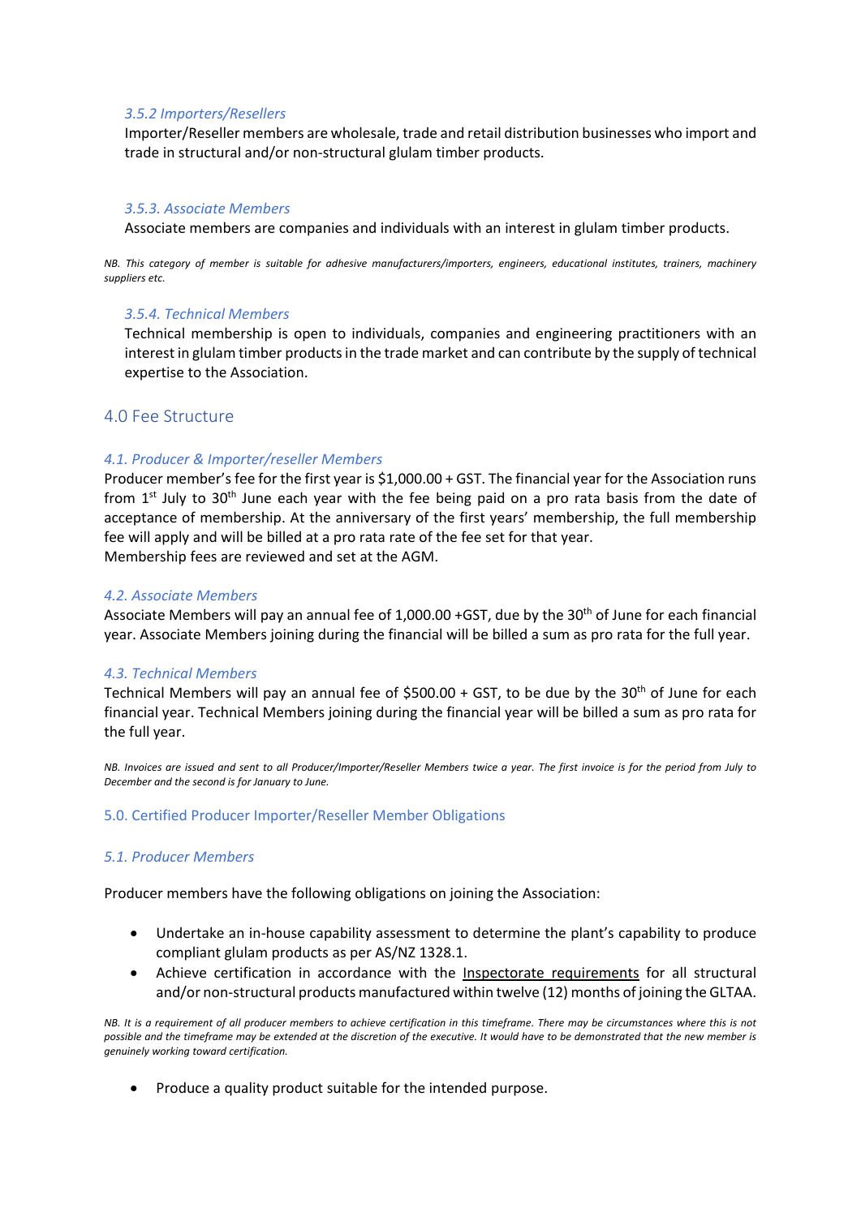### *3.5.2 Importers/Resellers*

Importer/Reseller members are wholesale, trade and retail distribution businesses who import and trade in structural and/or non-structural glulam timber products.

### *3.5.3. Associate Members*

Associate members are companies and individuals with an interest in glulam timber products.

*NB. This category of member is suitable for adhesive manufacturers/importers, engineers, educational institutes, trainers, machinery suppliers etc.*

### *3.5.4. Technical Members*

Technical membership is open to individuals, companies and engineering practitioners with an interest in glulam timber products in the trade market and can contribute by the supply of technical expertise to the Association.

## 4.0 Fee Structure

### *4.1. Producer & Importer/reseller Members*

Producer member's fee for the first year is $1,000.00 + GST. The financial year for the Association runs from 1st July to 30th June each year with the fee being paid on a pro rata basis from the date of acceptance of membership. At the anniversary of the first years' membership, the full membership fee will apply and will be billed at a pro rata rate of the fee set for that year.
Membership fees are reviewed and set at the AGM.

### *4.2. Associate Members*

Associate Members will pay an annual fee of 1,000.00 +GST, due by the 30th of June for each financial year. Associate Members joining during the financial will be billed a sum as pro rata for the full year.

### *4.3. Technical Members*

Technical Members will pay an annual fee of $500.00 + GST, to be due by the 30th of June for each financial year. Technical Members joining during the financial year will be billed a sum as pro rata for the full year.

*NB. Invoices are issued and sent to all Producer/Importer/Reseller Members twice a year. The first invoice is for the period from July to December and the second is for January to June.*

## 5.0. Certified Producer Importer/Reseller Member Obligations

### *5.1. Producer Members*

Producer members have the following obligations on joining the Association:

- Undertake an in-house capability assessment to determine the plant's capability to produce compliant glulam products as per AS/NZ 1328.1.
- Achieve certification in accordance with the Inspectorate requirements for all structural and/or non-structural products manufactured within twelve (12) months of joining the GLTAA.

*NB. It is a requirement of all producer members to achieve certification in this timeframe. There may be circumstances where this is not possible and the timeframe may be extended at the discretion of the executive. It would have to be demonstrated that the new member is genuinely working toward certification.*

- Produce a quality product suitable for the intended purpose.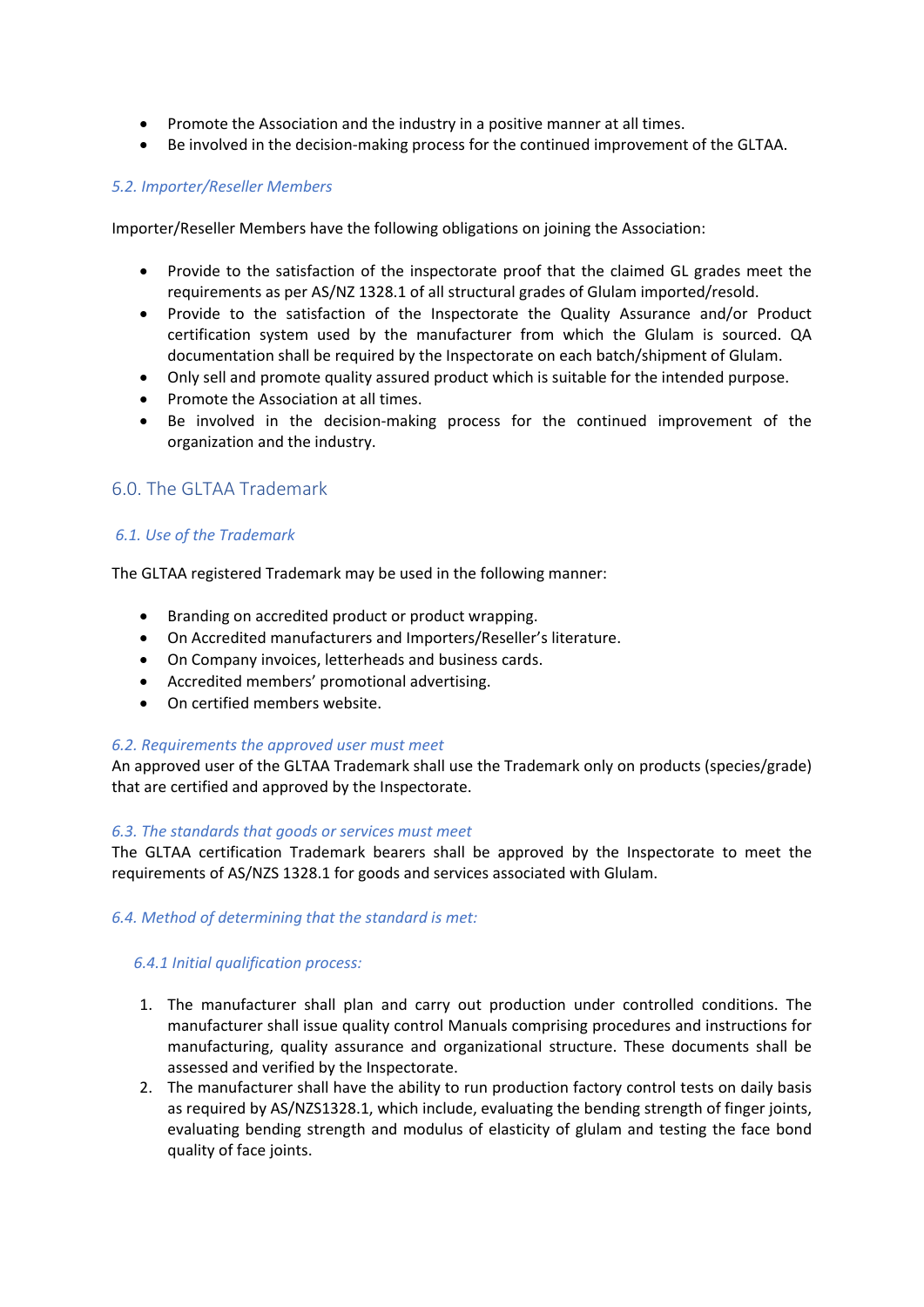- Promote the Association and the industry in a positive manner at all times.
- Be involved in the decision-making process for the continued improvement of the GLTAA.

### *5.2. Importer/Reseller Members*

Importer/Reseller Members have the following obligations on joining the Association:

- Provide to the satisfaction of the inspectorate proof that the claimed GL grades meet the requirements as per AS/NZ 1328.1 of all structural grades of Glulam imported/resold.
- Provide to the satisfaction of the Inspectorate the Quality Assurance and/or Product certification system used by the manufacturer from which the Glulam is sourced. QA documentation shall be required by the Inspectorate on each batch/shipment of Glulam.
- Only sell and promote quality assured product which is suitable for the intended purpose.
- Promote the Association at all times.
- Be involved in the decision-making process for the continued improvement of the organization and the industry.

## 6.0. The GLTAA Trademark

### *6.1. Use of the Trademark*

The GLTAA registered Trademark may be used in the following manner:

- Branding on accredited product or product wrapping.
- On Accredited manufacturers and Importers/Reseller's literature.
- On Company invoices, letterheads and business cards.
- Accredited members' promotional advertising.
- On certified members website.

### *6.2. Requirements the approved user must meet*

An approved user of the GLTAA Trademark shall use the Trademark only on products (species/grade) that are certified and approved by the Inspectorate.

### *6.3. The standards that goods or services must meet*

The GLTAA certification Trademark bearers shall be approved by the Inspectorate to meet the requirements of AS/NZS 1328.1 for goods and services associated with Glulam.

### *6.4. Method of determining that the standard is met:*

#### *6.4.1 Initial qualification process:*

1. The manufacturer shall plan and carry out production under controlled conditions. The manufacturer shall issue quality control Manuals comprising procedures and instructions for manufacturing, quality assurance and organizational structure. These documents shall be assessed and verified by the Inspectorate.
2. The manufacturer shall have the ability to run production factory control tests on daily basis as required by AS/NZS1328.1, which include, evaluating the bending strength of finger joints, evaluating bending strength and modulus of elasticity of glulam and testing the face bond quality of face joints.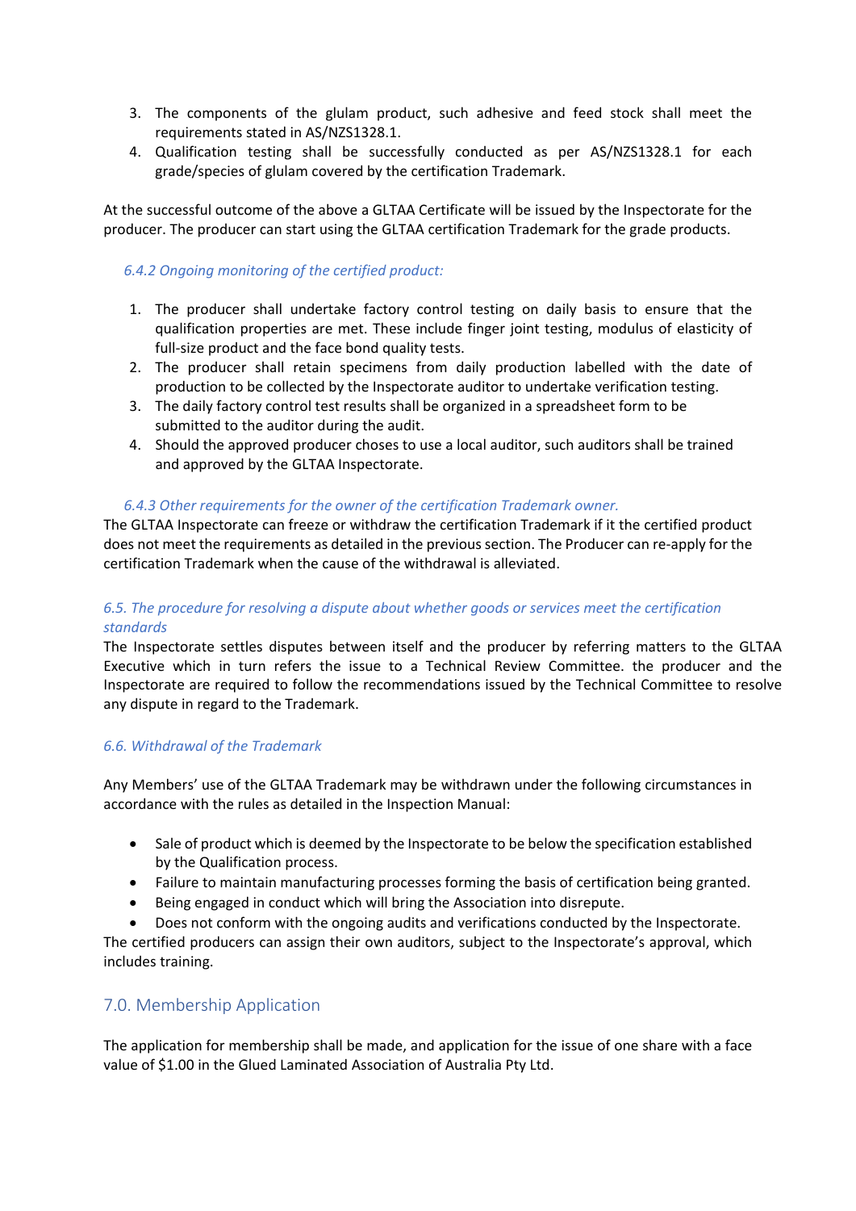3. The components of the glulam product, such adhesive and feed stock shall meet the requirements stated in AS/NZS1328.1.
4. Qualification testing shall be successfully conducted as per AS/NZS1328.1 for each grade/species of glulam covered by the certification Trademark.

At the successful outcome of the above a GLTAA Certificate will be issued by the Inspectorate for the producer. The producer can start using the GLTAA certification Trademark for the grade products.

#### *6.4.2 Ongoing monitoring of the certified product:*

1. The producer shall undertake factory control testing on daily basis to ensure that the qualification properties are met. These include finger joint testing, modulus of elasticity of full-size product and the face bond quality tests.
2. The producer shall retain specimens from daily production labelled with the date of production to be collected by the Inspectorate auditor to undertake verification testing.
3. The daily factory control test results shall be organized in a spreadsheet form to be submitted to the auditor during the audit.
4. Should the approved producer choses to use a local auditor, such auditors shall be trained and approved by the GLTAA Inspectorate.

#### *6.4.3 Other requirements for the owner of the certification Trademark owner.*

The GLTAA Inspectorate can freeze or withdraw the certification Trademark if it the certified product does not meet the requirements as detailed in the previous section. The Producer can re-apply for the certification Trademark when the cause of the withdrawal is alleviated.

### *6.5. The procedure for resolving a dispute about whether goods or services meet the certification standards*

The Inspectorate settles disputes between itself and the producer by referring matters to the GLTAA Executive which in turn refers the issue to a Technical Review Committee. the producer and the Inspectorate are required to follow the recommendations issued by the Technical Committee to resolve any dispute in regard to the Trademark.

### *6.6. Withdrawal of the Trademark*

Any Members' use of the GLTAA Trademark may be withdrawn under the following circumstances in accordance with the rules as detailed in the Inspection Manual:

- Sale of product which is deemed by the Inspectorate to be below the specification established by the Qualification process.
- Failure to maintain manufacturing processes forming the basis of certification being granted.
- Being engaged in conduct which will bring the Association into disrepute.
- Does not conform with the ongoing audits and verifications conducted by the Inspectorate.

The certified producers can assign their own auditors, subject to the Inspectorate's approval, which includes training.

## 7.0. Membership Application

The application for membership shall be made, and application for the issue of one share with a face value of $1.00 in the Glued Laminated Association of Australia Pty Ltd.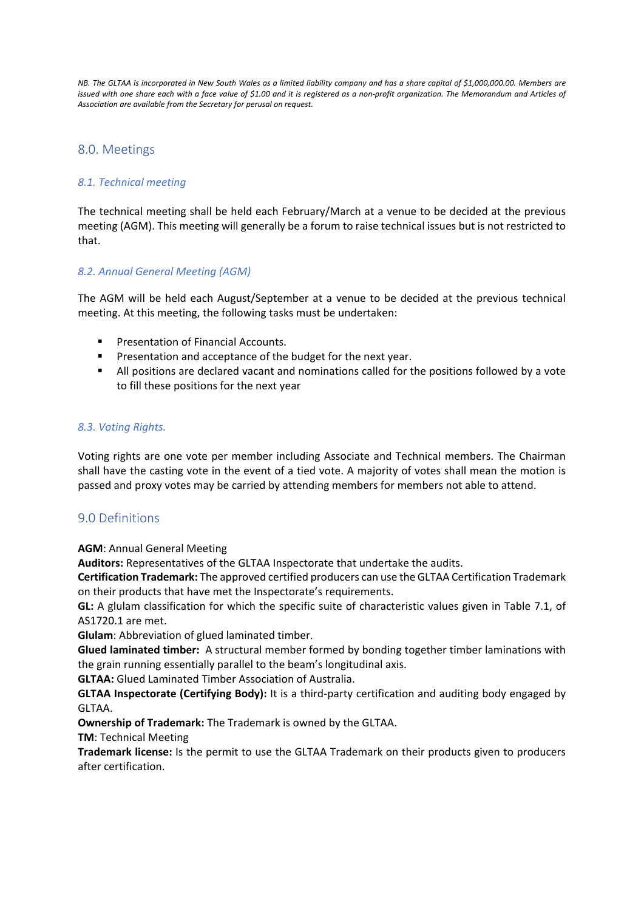*NB. The GLTAA is incorporated in New South Wales as a limited liability company and has a share capital of $1,000,000.00. Members are issued with one share each with a face value of $1.00 and it is registered as a non-profit organization. The Memorandum and Articles of Association are available from the Secretary for perusal on request.*

## 8.0. Meetings

### *8.1. Technical meeting*

The technical meeting shall be held each February/March at a venue to be decided at the previous meeting (AGM). This meeting will generally be a forum to raise technical issues but is not restricted to that.

### *8.2. Annual General Meeting (AGM)*

The AGM will be held each August/September at a venue to be decided at the previous technical meeting. At this meeting, the following tasks must be undertaken:

- Presentation of Financial Accounts.
- Presentation and acceptance of the budget for the next year.
- All positions are declared vacant and nominations called for the positions followed by a vote to fill these positions for the next year

### *8.3. Voting Rights.*

Voting rights are one vote per member including Associate and Technical members. The Chairman shall have the casting vote in the event of a tied vote. A majority of votes shall mean the motion is passed and proxy votes may be carried by attending members for members not able to attend.

## 9.0 Definitions

**AGM**: Annual General Meeting
**Auditors:** Representatives of the GLTAA Inspectorate that undertake the audits.
**Certification Trademark:** The approved certified producers can use the GLTAA Certification Trademark on their products that have met the Inspectorate's requirements.
**GL:** A glulam classification for which the specific suite of characteristic values given in Table 7.1, of AS1720.1 are met.
**Glulam**: Abbreviation of glued laminated timber.
**Glued laminated timber:** A structural member formed by bonding together timber laminations with the grain running essentially parallel to the beam's longitudinal axis.
**GLTAA:** Glued Laminated Timber Association of Australia.
**GLTAA Inspectorate (Certifying Body):** It is a third-party certification and auditing body engaged by GLTAA.
**Ownership of Trademark:** The Trademark is owned by the GLTAA.
**TM**: Technical Meeting
**Trademark license:** Is the permit to use the GLTAA Trademark on their products given to producers after certification.